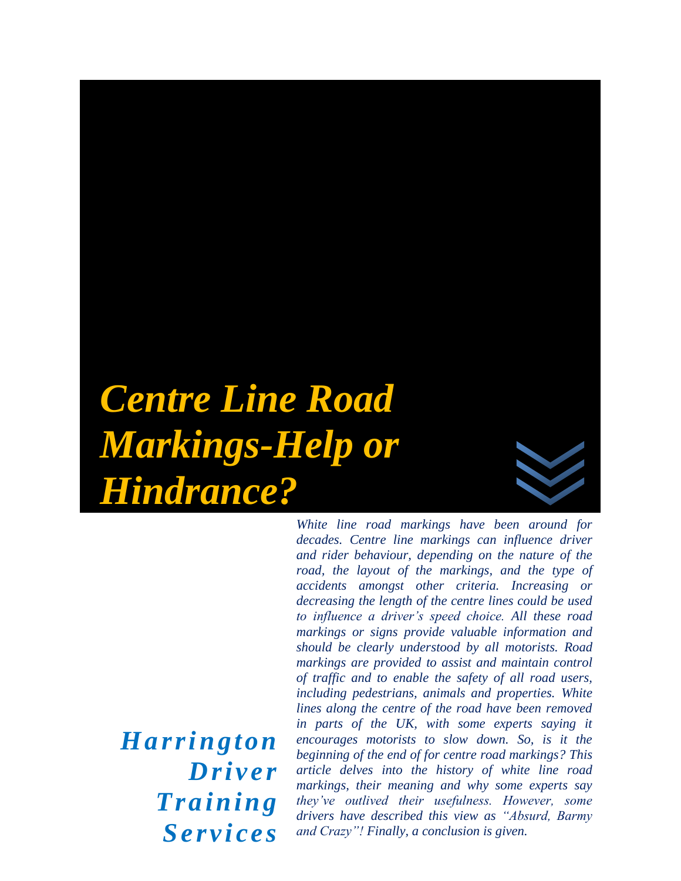# *Centre Line Road Markings-Help or Hindrance?*

***Harrington Driver Training Services***

*White line road markings have been around for decades. Centre line markings can influence driver and rider behaviour, depending on the nature of the road, the layout of the markings, and the type of accidents amongst other criteria. Increasing or decreasing the length of the centre lines could be used to influence a driver's speed choice. All these road markings or signs provide valuable information and should be clearly understood by all motorists. Road markings are provided to assist and maintain control of traffic and to enable the safety of all road users, including pedestrians, animals and properties. White lines along the centre of the road have been removed in parts of the UK, with some experts saying it encourages motorists to slow down. So, is it the beginning of the end of for centre road markings? This article delves into the history of white line road markings, their meaning and why some experts say they've outlived their usefulness. However, some drivers have described this view as "Absurd, Barmy and Crazy"! Finally, a conclusion is given.*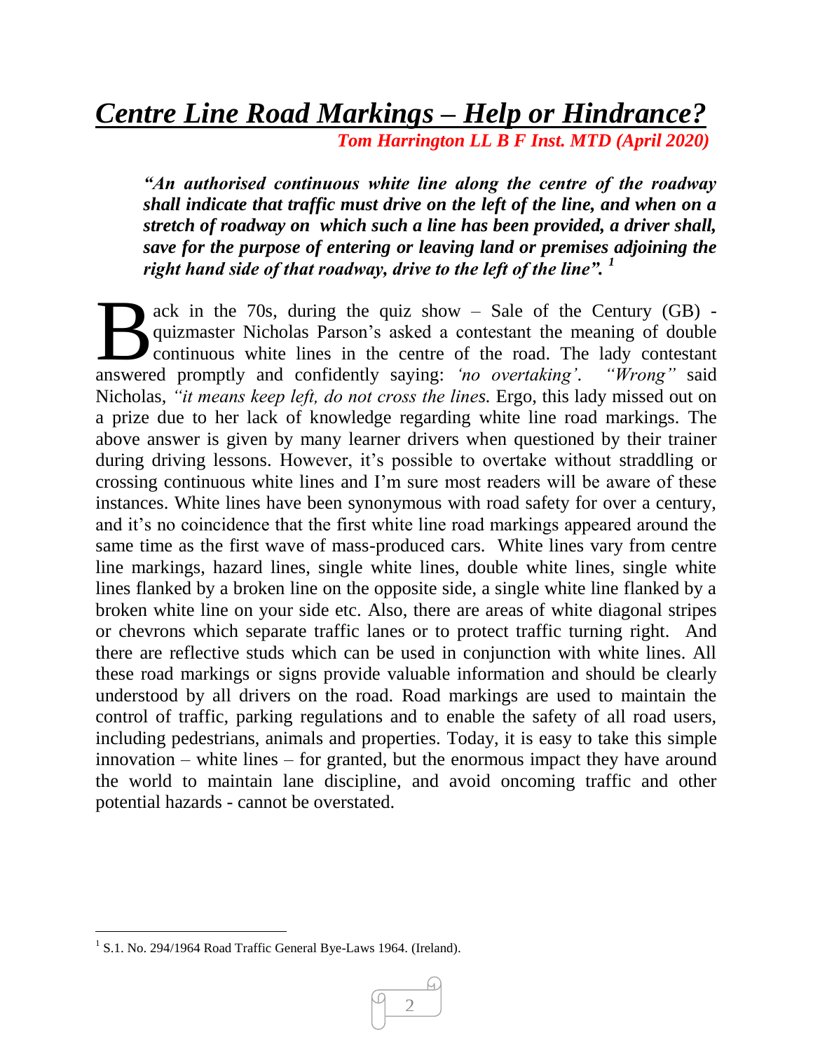# *Centre Line Road Markings – Help or Hindrance?*

***Tom Harrington LL B F Inst. MTD (April 2020)***

***"An authorised continuous white line along the centre of the roadway shall indicate that traffic must drive on the left of the line, and when on a stretch of roadway on which such a line has been provided, a driver shall, save for the purpose of entering or leaving land or premises adjoining the right hand side of that roadway, drive to the left of the line".*** [1]

Back in the 70s, during the quiz show – Sale of the Century (GB) - quizmaster Nicholas Parson's asked a contestant the meaning of double continuous white lines in the centre of the road. The lady contestant answered promptly and confidently saying: *'no overtaking'*. *"Wrong"* said Nicholas, *"it means keep left, do not cross the lines.* Ergo, this lady missed out on a prize due to her lack of knowledge regarding white line road markings. The above answer is given by many learner drivers when questioned by their trainer during driving lessons. However, it's possible to overtake without straddling or crossing continuous white lines and I'm sure most readers will be aware of these instances. White lines have been synonymous with road safety for over a century, and it's no coincidence that the first white line road markings appeared around the same time as the first wave of mass-produced cars. White lines vary from centre line markings, hazard lines, single white lines, double white lines, single white lines flanked by a broken line on the opposite side, a single white line flanked by a broken white line on your side etc. Also, there are areas of white diagonal stripes or chevrons which separate traffic lanes or to protect traffic turning right. And there are reflective studs which can be used in conjunction with white lines. All these road markings or signs provide valuable information and should be clearly understood by all drivers on the road. Road markings are used to maintain the control of traffic, parking regulations and to enable the safety of all road users, including pedestrians, animals and properties. Today, it is easy to take this simple innovation – white lines – for granted, but the enormous impact they have around the world to maintain lane discipline, and avoid oncoming traffic and other potential hazards - cannot be overstated.

---

[1] S.1. No. 294/1964 Road Traffic General Bye-Laws 1964. (Ireland).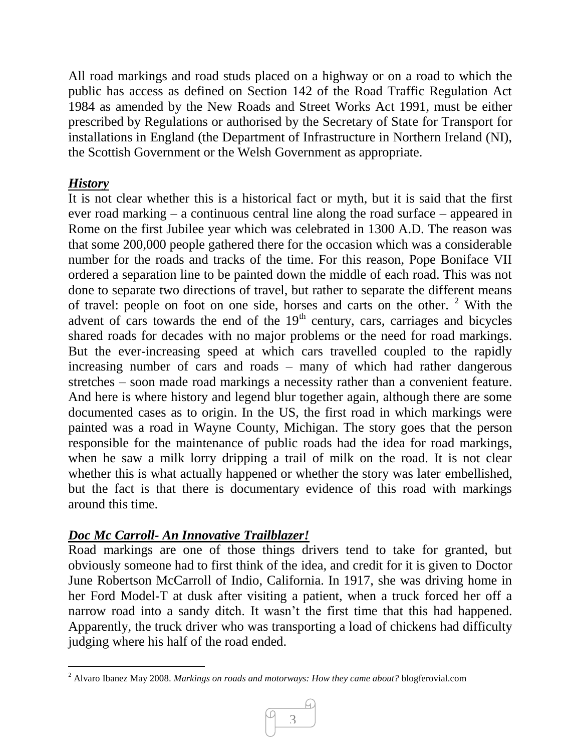All road markings and road studs placed on a highway or on a road to which the public has access as defined on Section 142 of the Road Traffic Regulation Act 1984 as amended by the New Roads and Street Works Act 1991, must be either prescribed by Regulations or authorised by the Secretary of State for Transport for installations in England (the Department of Infrastructure in Northern Ireland (NI), the Scottish Government or the Welsh Government as appropriate.

### ***History***

It is not clear whether this is a historical fact or myth, but it is said that the first ever road marking – a continuous central line along the road surface – appeared in Rome on the first Jubilee year which was celebrated in 1300 A.D. The reason was that some 200,000 people gathered there for the occasion which was a considerable number for the roads and tracks of the time. For this reason, Pope Boniface VII ordered a separation line to be painted down the middle of each road. This was not done to separate two directions of travel, but rather to separate the different means of travel: people on foot on one side, horses and carts on the other. [2] With the advent of cars towards the end of the 19th century, cars, carriages and bicycles shared roads for decades with no major problems or the need for road markings. But the ever-increasing speed at which cars travelled coupled to the rapidly increasing number of cars and roads – many of which had rather dangerous stretches – soon made road markings a necessity rather than a convenient feature. And here is where history and legend blur together again, although there are some documented cases as to origin. In the US, the first road in which markings were painted was a road in Wayne County, Michigan. The story goes that the person responsible for the maintenance of public roads had the idea for road markings, when he saw a milk lorry dripping a trail of milk on the road. It is not clear whether this is what actually happened or whether the story was later embellished, but the fact is that there is documentary evidence of this road with markings around this time.

### ***Doc Mc Carroll- An Innovative Trailblazer!***

Road markings are one of those things drivers tend to take for granted, but obviously someone had to first think of the idea, and credit for it is given to Doctor June Robertson McCarroll of Indio, California. In 1917, she was driving home in her Ford Model-T at dusk after visiting a patient, when a truck forced her off a narrow road into a sandy ditch. It wasn't the first time that this had happened. Apparently, the truck driver who was transporting a load of chickens had difficulty judging where his half of the road ended.

---

[2] Alvaro Ibanez May 2008. *Markings on roads and motorways: How they came about?* blogferovial.com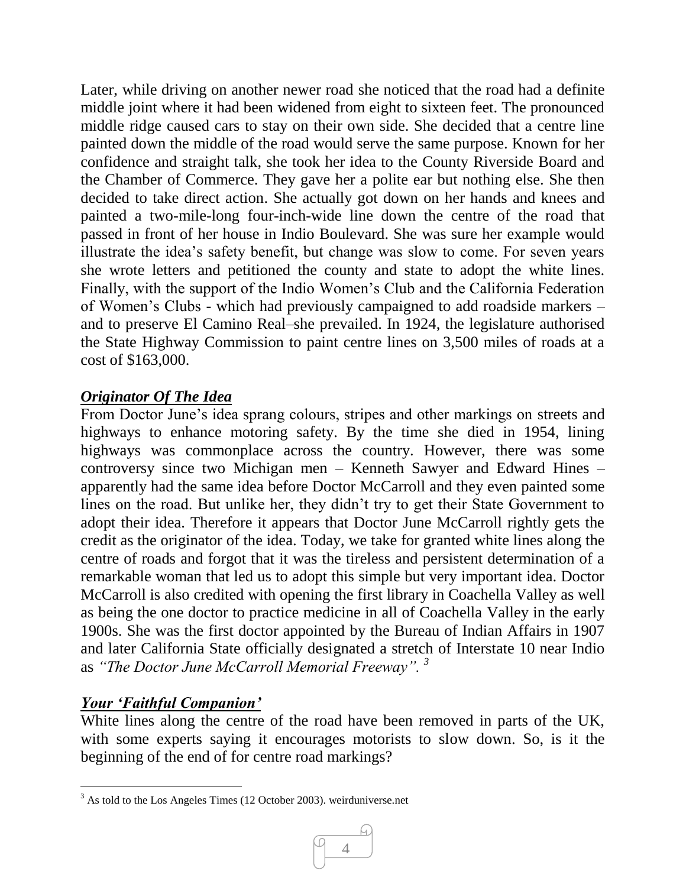Later, while driving on another newer road she noticed that the road had a definite middle joint where it had been widened from eight to sixteen feet. The pronounced middle ridge caused cars to stay on their own side. She decided that a centre line painted down the middle of the road would serve the same purpose. Known for her confidence and straight talk, she took her idea to the County Riverside Board and the Chamber of Commerce. They gave her a polite ear but nothing else. She then decided to take direct action. She actually got down on her hands and knees and painted a two-mile-long four-inch-wide line down the centre of the road that passed in front of her house in Indio Boulevard. She was sure her example would illustrate the idea's safety benefit, but change was slow to come. For seven years she wrote letters and petitioned the county and state to adopt the white lines. Finally, with the support of the Indio Women's Club and the California Federation of Women's Clubs - which had previously campaigned to add roadside markers – and to preserve El Camino Real–she prevailed. In 1924, the legislature authorised the State Highway Commission to paint centre lines on 3,500 miles of roads at a cost of $163,000.

***Originator Of The Idea***

From Doctor June's idea sprang colours, stripes and other markings on streets and highways to enhance motoring safety. By the time she died in 1954, lining highways was commonplace across the country. However, there was some controversy since two Michigan men – Kenneth Sawyer and Edward Hines – apparently had the same idea before Doctor McCarroll and they even painted some lines on the road. But unlike her, they didn't try to get their State Government to adopt their idea. Therefore it appears that Doctor June McCarroll rightly gets the credit as the originator of the idea. Today, we take for granted white lines along the centre of roads and forgot that it was the tireless and persistent determination of a remarkable woman that led us to adopt this simple but very important idea. Doctor McCarroll is also credited with opening the first library in Coachella Valley as well as being the one doctor to practice medicine in all of Coachella Valley in the early 1900s. She was the first doctor appointed by the Bureau of Indian Affairs in 1907 and later California State officially designated a stretch of Interstate 10 near Indio as *"The Doctor June McCarroll Memorial Freeway"*. [3]

***Your 'Faithful Companion'***

White lines along the centre of the road have been removed in parts of the UK, with some experts saying it encourages motorists to slow down. So, is it the beginning of the end of for centre road markings?

[3] As told to the Los Angeles Times (12 October 2003). weirduniverse.net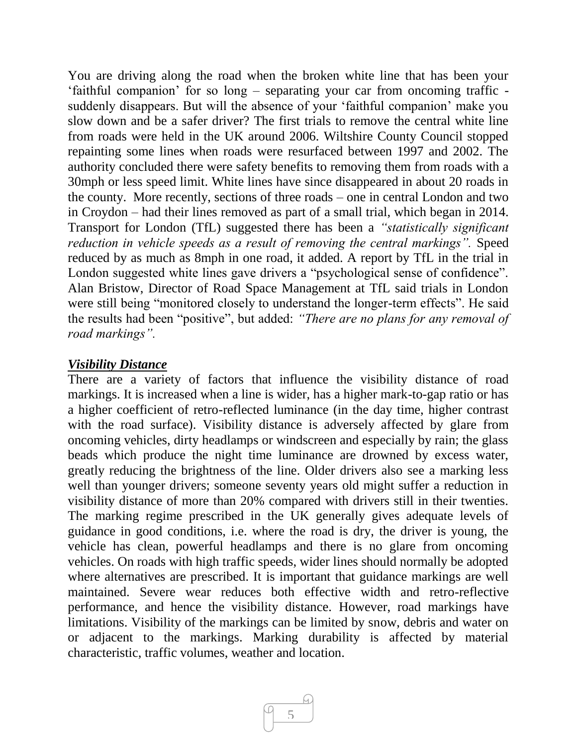You are driving along the road when the broken white line that has been your 'faithful companion' for so long – separating your car from oncoming traffic - suddenly disappears. But will the absence of your 'faithful companion' make you slow down and be a safer driver? The first trials to remove the central white line from roads were held in the UK around 2006. Wiltshire County Council stopped repainting some lines when roads were resurfaced between 1997 and 2002. The authority concluded there were safety benefits to removing them from roads with a 30mph or less speed limit. White lines have since disappeared in about 20 roads in the county. More recently, sections of three roads – one in central London and two in Croydon – had their lines removed as part of a small trial, which began in 2014. Transport for London (TfL) suggested there has been a *"statistically significant reduction in vehicle speeds as a result of removing the central markings".* Speed reduced by as much as 8mph in one road, it added. A report by TfL in the trial in London suggested white lines gave drivers a "psychological sense of confidence". Alan Bristow, Director of Road Space Management at TfL said trials in London were still being "monitored closely to understand the longer-term effects". He said the results had been "positive", but added: *"There are no plans for any removal of road markings".*

## ***Visibility Distance***

There are a variety of factors that influence the visibility distance of road markings. It is increased when a line is wider, has a higher mark-to-gap ratio or has a higher coefficient of retro-reflected luminance (in the day time, higher contrast with the road surface). Visibility distance is adversely affected by glare from oncoming vehicles, dirty headlamps or windscreen and especially by rain; the glass beads which produce the night time luminance are drowned by excess water, greatly reducing the brightness of the line. Older drivers also see a marking less well than younger drivers; someone seventy years old might suffer a reduction in visibility distance of more than 20% compared with drivers still in their twenties. The marking regime prescribed in the UK generally gives adequate levels of guidance in good conditions, i.e. where the road is dry, the driver is young, the vehicle has clean, powerful headlamps and there is no glare from oncoming vehicles. On roads with high traffic speeds, wider lines should normally be adopted where alternatives are prescribed. It is important that guidance markings are well maintained. Severe wear reduces both effective width and retro-reflective performance, and hence the visibility distance. However, road markings have limitations. Visibility of the markings can be limited by snow, debris and water on or adjacent to the markings. Marking durability is affected by material characteristic, traffic volumes, weather and location.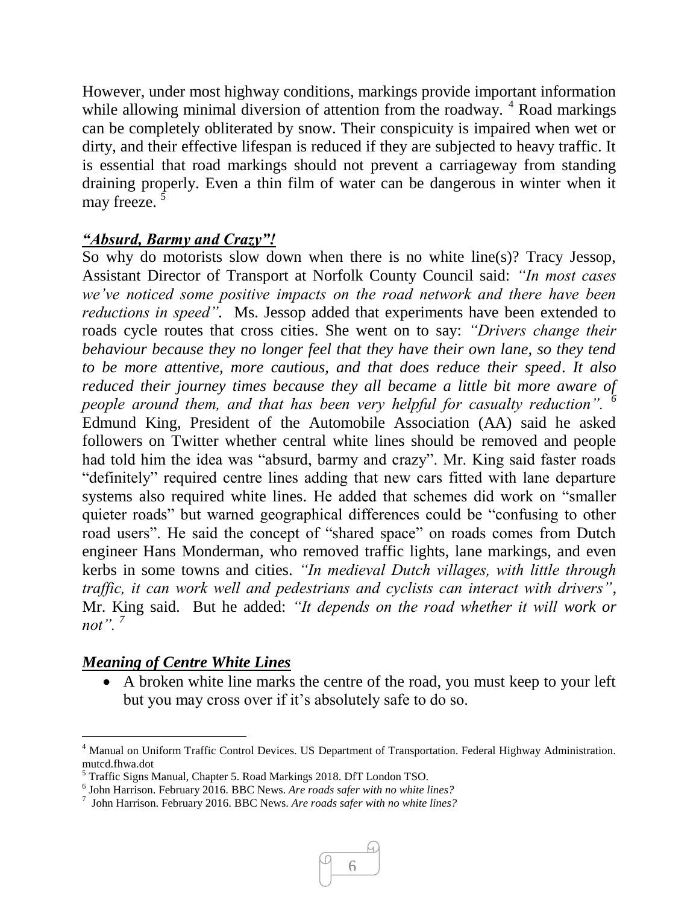However, under most highway conditions, markings provide important information while allowing minimal diversion of attention from the roadway. [4] Road markings can be completely obliterated by snow. Their conspicuity is impaired when wet or dirty, and their effective lifespan is reduced if they are subjected to heavy traffic. It is essential that road markings should not prevent a carriageway from standing draining properly. Even a thin film of water can be dangerous in winter when it may freeze. [5]

## ***"Absurd, Barmy and Crazy"!***

So why do motorists slow down when there is no white line(s)? Tracy Jessop, Assistant Director of Transport at Norfolk County Council said: *"In most cases we've noticed some positive impacts on the road network and there have been reductions in speed"*. Ms. Jessop added that experiments have been extended to roads cycle routes that cross cities. She went on to say: *"Drivers change their behaviour because they no longer feel that they have their own lane, so they tend to be more attentive, more cautious, and that does reduce their speed. It also reduced their journey times because they all became a little bit more aware of people around them, and that has been very helpful for casualty reduction".* [6] Edmund King, President of the Automobile Association (AA) said he asked followers on Twitter whether central white lines should be removed and people had told him the idea was "absurd, barmy and crazy". Mr. King said faster roads "definitely" required centre lines adding that new cars fitted with lane departure systems also required white lines. He added that schemes did work on "smaller quieter roads" but warned geographical differences could be "confusing to other road users". He said the concept of "shared space" on roads comes from Dutch engineer Hans Monderman, who removed traffic lights, lane markings, and even kerbs in some towns and cities. *"In medieval Dutch villages, with little through traffic, it can work well and pedestrians and cyclists can interact with drivers"*, Mr. King said. But he added: *"It depends on the road whether it will work or not".* [7]

## ***Meaning of Centre White Lines***

- A broken white line marks the centre of the road, you must keep to your left but you may cross over if it's absolutely safe to do so.

---

[4] Manual on Uniform Traffic Control Devices. US Department of Transportation. Federal Highway Administration. mutcd.fhwa.dot

[5] Traffic Signs Manual, Chapter 5. Road Markings 2018. DfT London TSO.

[6] John Harrison. February 2016. BBC News. *Are roads safer with no white lines?*

[7] John Harrison. February 2016. BBC News. *Are roads safer with no white lines?*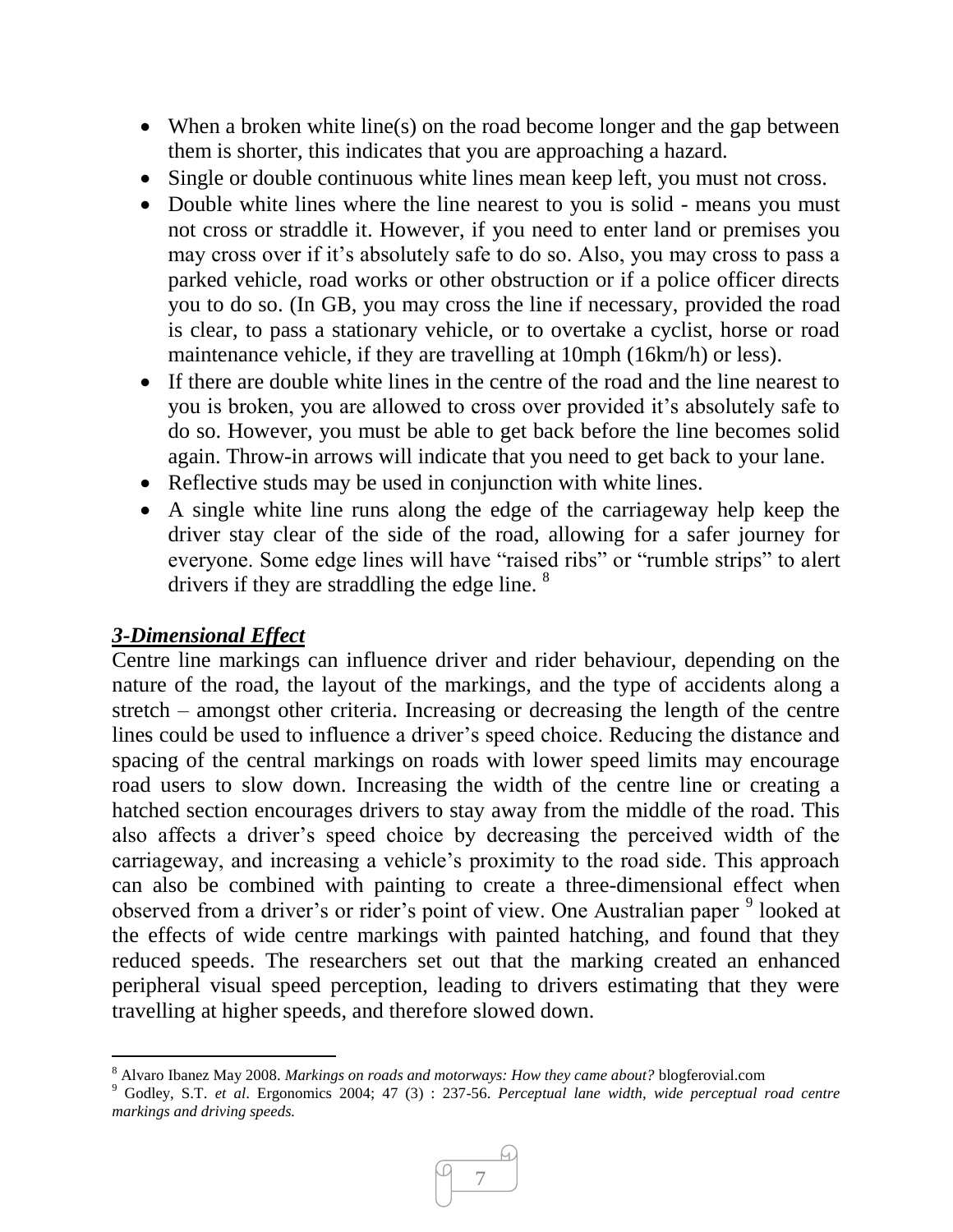- When a broken white line(s) on the road become longer and the gap between them is shorter, this indicates that you are approaching a hazard.
- Single or double continuous white lines mean keep left, you must not cross.
- Double white lines where the line nearest to you is solid - means you must not cross or straddle it. However, if you need to enter land or premises you may cross over if it's absolutely safe to do so. Also, you may cross to pass a parked vehicle, road works or other obstruction or if a police officer directs you to do so. (In GB, you may cross the line if necessary, provided the road is clear, to pass a stationary vehicle, or to overtake a cyclist, horse or road maintenance vehicle, if they are travelling at 10mph (16km/h) or less).
- If there are double white lines in the centre of the road and the line nearest to you is broken, you are allowed to cross over provided it's absolutely safe to do so. However, you must be able to get back before the line becomes solid again. Throw-in arrows will indicate that you need to get back to your lane.
- Reflective studs may be used in conjunction with white lines.
- A single white line runs along the edge of the carriageway help keep the driver stay clear of the side of the road, allowing for a safer journey for everyone. Some edge lines will have "raised ribs" or "rumble strips" to alert drivers if they are straddling the edge line. [8]

### ***3-Dimensional Effect***

Centre line markings can influence driver and rider behaviour, depending on the nature of the road, the layout of the markings, and the type of accidents along a stretch – amongst other criteria. Increasing or decreasing the length of the centre lines could be used to influence a driver's speed choice. Reducing the distance and spacing of the central markings on roads with lower speed limits may encourage road users to slow down. Increasing the width of the centre line or creating a hatched section encourages drivers to stay away from the middle of the road. This also affects a driver's speed choice by decreasing the perceived width of the carriageway, and increasing a vehicle's proximity to the road side. This approach can also be combined with painting to create a three-dimensional effect when observed from a driver's or rider's point of view. One Australian paper [9] looked at the effects of wide centre markings with painted hatching, and found that they reduced speeds. The researchers set out that the marking created an enhanced peripheral visual speed perception, leading to drivers estimating that they were travelling at higher speeds, and therefore slowed down.

---

[8] Alvaro Ibanez May 2008. *Markings on roads and motorways: How they came about?* blogferovial.com

[9] Godley, S.T. *et al*. Ergonomics 2004; 47 (3) : 237-56. *Perceptual lane width, wide perceptual road centre markings and driving speeds.*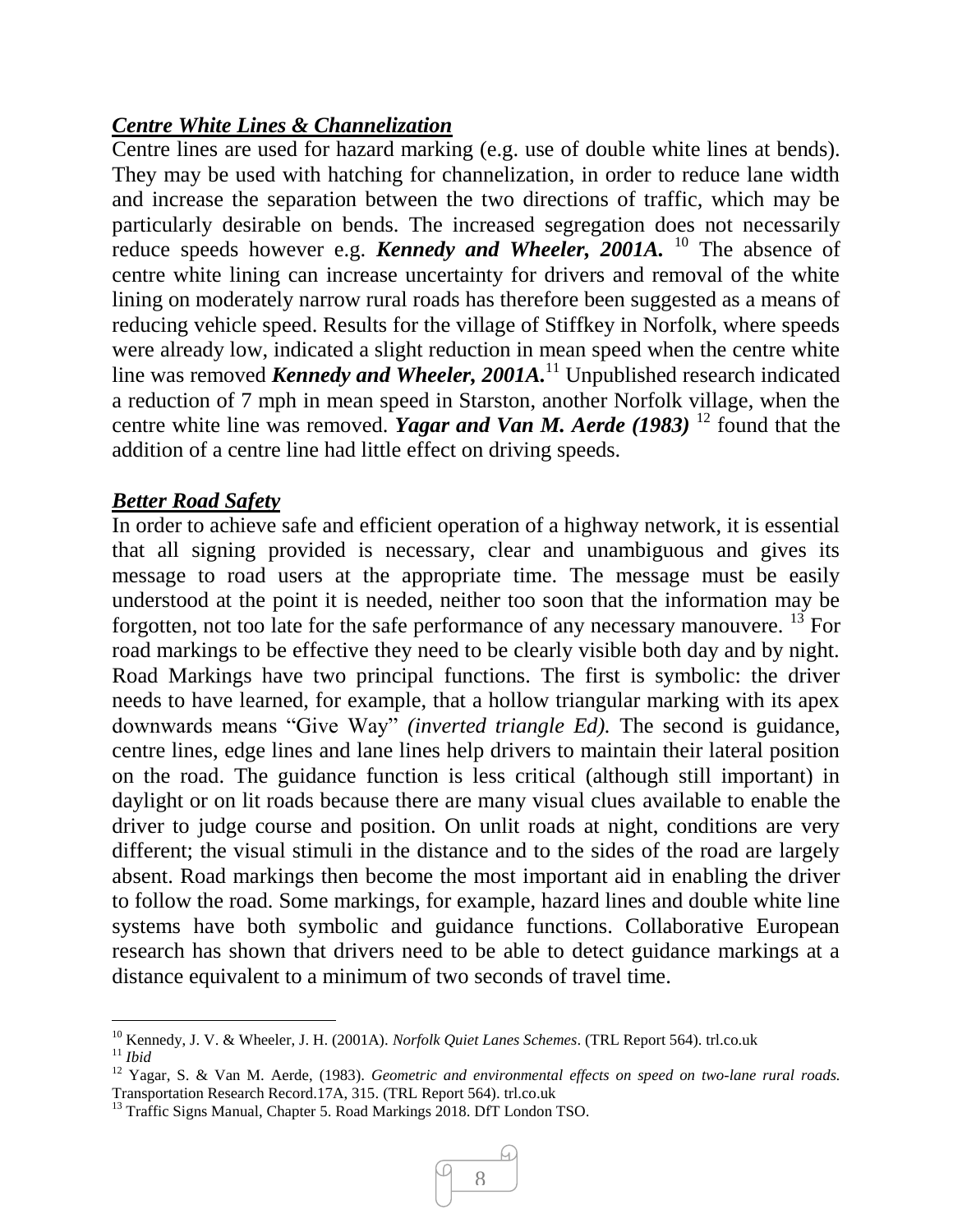***Centre White Lines & Channelization***

Centre lines are used for hazard marking (e.g. use of double white lines at bends). They may be used with hatching for channelization, in order to reduce lane width and increase the separation between the two directions of traffic, which may be particularly desirable on bends. The increased segregation does not necessarily reduce speeds however e.g. ***Kennedy and Wheeler, 2001A.*** [10] The absence of centre white lining can increase uncertainty for drivers and removal of the white lining on moderately narrow rural roads has therefore been suggested as a means of reducing vehicle speed. Results for the village of Stiffkey in Norfolk, where speeds were already low, indicated a slight reduction in mean speed when the centre white line was removed ***Kennedy and Wheeler, 2001A.***[11] Unpublished research indicated a reduction of 7 mph in mean speed in Starston, another Norfolk village, when the centre white line was removed. ***Yagar and Van M. Aerde (1983)*** [12] found that the addition of a centre line had little effect on driving speeds.

***Better Road Safety***

In order to achieve safe and efficient operation of a highway network, it is essential that all signing provided is necessary, clear and unambiguous and gives its message to road users at the appropriate time. The message must be easily understood at the point it is needed, neither too soon that the information may be forgotten, not too late for the safe performance of any necessary manouvere. [13] For road markings to be effective they need to be clearly visible both day and by night. Road Markings have two principal functions. The first is symbolic: the driver needs to have learned, for example, that a hollow triangular marking with its apex downwards means "Give Way" *(inverted triangle Ed).* The second is guidance, centre lines, edge lines and lane lines help drivers to maintain their lateral position on the road. The guidance function is less critical (although still important) in daylight or on lit roads because there are many visual clues available to enable the driver to judge course and position. On unlit roads at night, conditions are very different; the visual stimuli in the distance and to the sides of the road are largely absent. Road markings then become the most important aid in enabling the driver to follow the road. Some markings, for example, hazard lines and double white line systems have both symbolic and guidance functions. Collaborative European research has shown that drivers need to be able to detect guidance markings at a distance equivalent to a minimum of two seconds of travel time.

---

[10] Kennedy, J. V. & Wheeler, J. H. (2001A). *Norfolk Quiet Lanes Schemes*. (TRL Report 564). trl.co.uk

[11] *Ibid*

[12] Yagar, S. & Van M. Aerde, (1983). *Geometric and environmental effects on speed on two-lane rural roads.* Transportation Research Record.17A, 315. (TRL Report 564). trl.co.uk

[13] Traffic Signs Manual, Chapter 5. Road Markings 2018. DfT London TSO.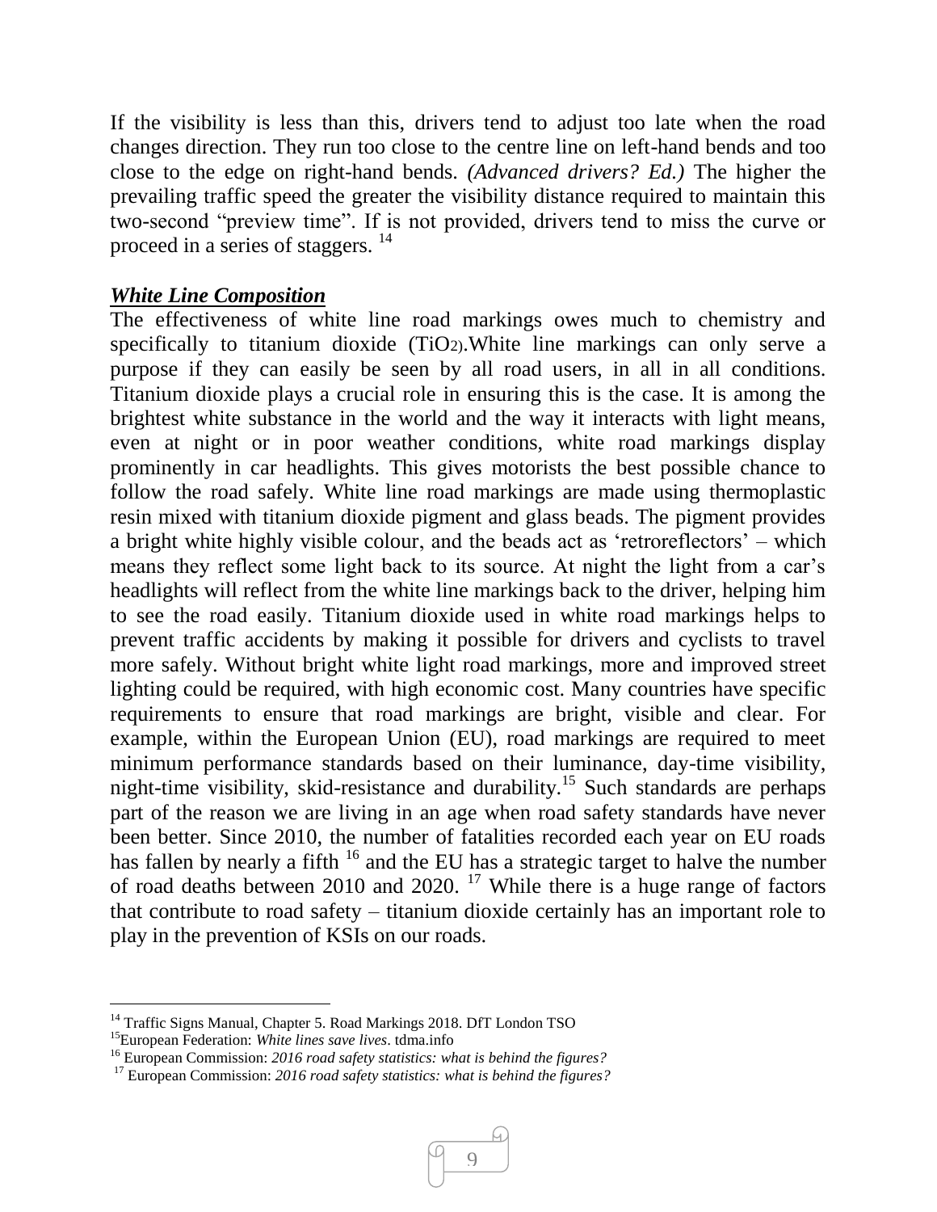If the visibility is less than this, drivers tend to adjust too late when the road changes direction. They run too close to the centre line on left-hand bends and too close to the edge on right-hand bends. *(Advanced drivers? Ed.)* The higher the prevailing traffic speed the greater the visibility distance required to maintain this two-second "preview time". If is not provided, drivers tend to miss the curve or proceed in a series of staggers. [14]

***White Line Composition***

The effectiveness of white line road markings owes much to chemistry and specifically to titanium dioxide ($TiO_2$).White line markings can only serve a purpose if they can easily be seen by all road users, in all in all conditions. Titanium dioxide plays a crucial role in ensuring this is the case. It is among the brightest white substance in the world and the way it interacts with light means, even at night or in poor weather conditions, white road markings display prominently in car headlights. This gives motorists the best possible chance to follow the road safely. White line road markings are made using thermoplastic resin mixed with titanium dioxide pigment and glass beads. The pigment provides a bright white highly visible colour, and the beads act as 'retroreflectors' – which means they reflect some light back to its source. At night the light from a car's headlights will reflect from the white line markings back to the driver, helping him to see the road easily. Titanium dioxide used in white road markings helps to prevent traffic accidents by making it possible for drivers and cyclists to travel more safely. Without bright white light road markings, more and improved street lighting could be required, with high economic cost. Many countries have specific requirements to ensure that road markings are bright, visible and clear. For example, within the European Union (EU), road markings are required to meet minimum performance standards based on their luminance, day-time visibility, night-time visibility, skid-resistance and durability.[15] Such standards are perhaps part of the reason we are living in an age when road safety standards have never been better. Since 2010, the number of fatalities recorded each year on EU roads has fallen by nearly a fifth [16] and the EU has a strategic target to halve the number of road deaths between 2010 and 2020. [17] While there is a huge range of factors that contribute to road safety – titanium dioxide certainly has an important role to play in the prevention of KSIs on our roads.

---

[14] Traffic Signs Manual, Chapter 5. Road Markings 2018. DfT London TSO

[15] European Federation: *White lines save lives*. tdma.info

[16] European Commission: *2016 road safety statistics: what is behind the figures?*

[17] European Commission: *2016 road safety statistics: what is behind the figures?*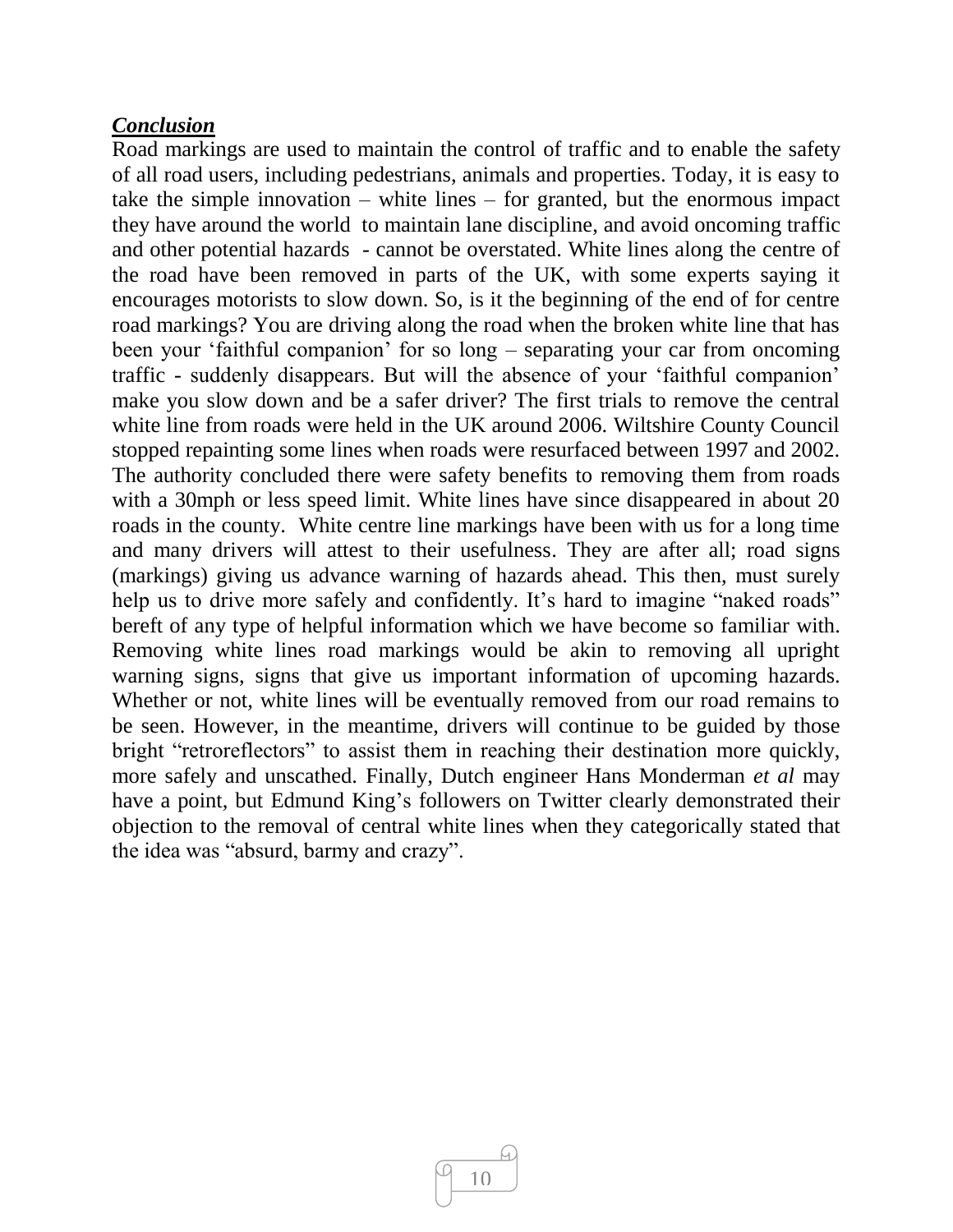## ***Conclusion***

Road markings are used to maintain the control of traffic and to enable the safety of all road users, including pedestrians, animals and properties. Today, it is easy to take the simple innovation – white lines – for granted, but the enormous impact they have around the world to maintain lane discipline, and avoid oncoming traffic and other potential hazards - cannot be overstated. White lines along the centre of the road have been removed in parts of the UK, with some experts saying it encourages motorists to slow down. So, is it the beginning of the end of for centre road markings? You are driving along the road when the broken white line that has been your 'faithful companion' for so long – separating your car from oncoming traffic - suddenly disappears. But will the absence of your 'faithful companion' make you slow down and be a safer driver? The first trials to remove the central white line from roads were held in the UK around 2006. Wiltshire County Council stopped repainting some lines when roads were resurfaced between 1997 and 2002. The authority concluded there were safety benefits to removing them from roads with a 30mph or less speed limit. White lines have since disappeared in about 20 roads in the county. White centre line markings have been with us for a long time and many drivers will attest to their usefulness. They are after all; road signs (markings) giving us advance warning of hazards ahead. This then, must surely help us to drive more safely and confidently. It's hard to imagine "naked roads" bereft of any type of helpful information which we have become so familiar with. Removing white lines road markings would be akin to removing all upright warning signs, signs that give us important information of upcoming hazards. Whether or not, white lines will be eventually removed from our road remains to be seen. However, in the meantime, drivers will continue to be guided by those bright "retroreflectors" to assist them in reaching their destination more quickly, more safely and unscathed. Finally, Dutch engineer Hans Monderman *et al* may have a point, but Edmund King's followers on Twitter clearly demonstrated their objection to the removal of central white lines when they categorically stated that the idea was "absurd, barmy and crazy".